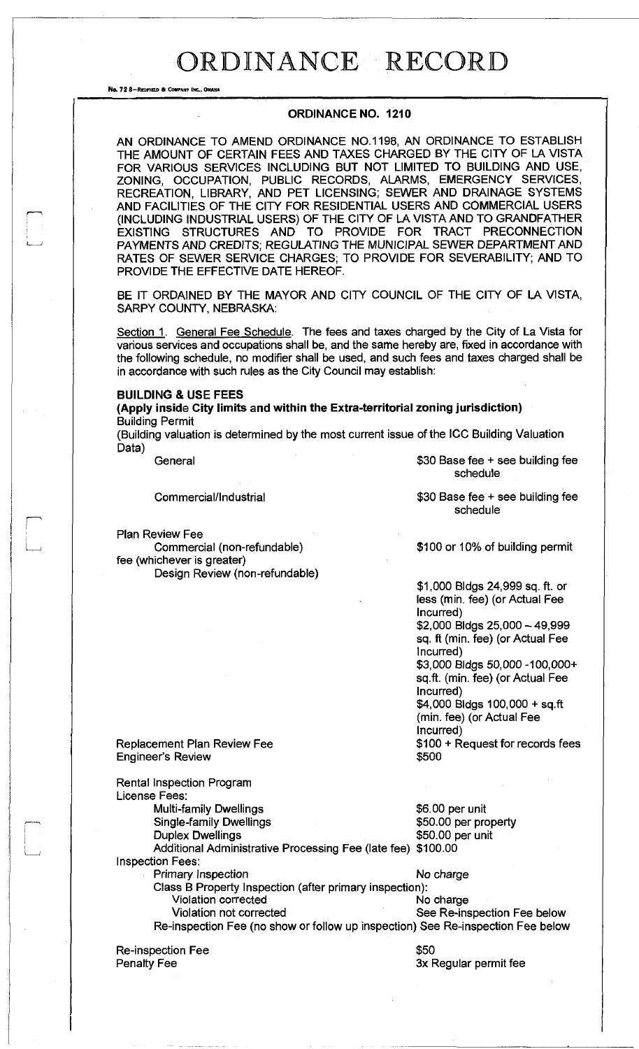# ORDINANCE RECORD

No. 72 8—REDFIELD & COMPANY INC., OMAHA

## ORDINANCE NO. 1210

AN ORDINANCE TO AMEND ORDINANCE NO.1198, AN ORDINANCE TO ESTABLISH THE AMOUNT OF CERTAIN FEES AND TAXES CHARGED BY THE CITY OF LA VISTA FOR VARIOUS SERVICES INCLUDING BUT NOT LIMITED TO BUILDING AND USE, ZONING, OCCUPATION, PUBLIC RECORDS, ALARMS, EMERGENCY SERVICES, RECREATION, LIBRARY, AND PET LICENSING; SEWER AND DRAINAGE SYSTEMS AND FACILITIES OF THE CITY FOR RESIDENTIAL USERS AND COMMERCIAL USERS (INCLUDING INDUSTRIAL USERS) OF THE CITY OF LA VISTA AND TO GRANDFATHER EXISTING STRUCTURES AND TO PROVIDE FOR TRACT PRECONNECTION PAYMENTS AND CREDITS; REGULATING THE MUNICIPAL SEWER DEPARTMENT AND RATES OF SEWER SERVICE CHARGES; TO PROVIDE FOR SEVERABILITY; AND TO PROVIDE THE EFFECTIVE DATE HEREOF.

BE IT ORDAINED BY THE MAYOR AND CITY COUNCIL OF THE CITY OF LA VISTA, SARPY COUNTY, NEBRASKA:

Section 1. General Fee Schedule. The fees and taxes charged by the City of La Vista for various services and occupations shall be, and the same hereby are, fixed in accordance with the following schedule, no modifier shall be used, and such fees and taxes charged shall be in accordance with such rules as the City Council may establish:

**BUILDING & USE FEES**

**(Apply inside City limits and within the Extra-territorial zoning jurisdiction)**

Building Permit

(Building valuation is determined by the most current issue of the ICC Building Valuation Data)

| | |
|---|---|
| General | $30 Base fee + see building fee schedule |
| Commercial/Industrial | $30 Base fee + see building fee schedule |

Plan Review Fee

| | |
|---|---|
| Commercial (non-refundable) fee (whichever is greater) | $100 or 10% of building permit |
| Design Review (non-refundable) | $1,000 Bldgs 24,999 sq. ft. or less (min. fee) (or Actual Fee Incurred)<br>$2,000 Bldgs 25,000 – 49,999 sq. ft (min. fee) (or Actual Fee Incurred)<br>$3,000 Bldgs 50,000 -100,000+ sq.ft. (min. fee) (or Actual Fee Incurred)<br>$4,000 Bldgs 100,000 + sq.ft (min. fee) (or Actual Fee Incurred) |
| Replacement Plan Review Fee | $100 + Request for records fees |
| Engineer's Review | $500 |

Rental Inspection Program

License Fees:

| | |
|---|---|
| Multi-family Dwellings | $6.00 per unit |
| Single-family Dwellings | $50.00 per property |
| Duplex Dwellings | $50.00 per unit |
| Additional Administrative Processing Fee (late fee) | $100.00 |

Inspection Fees:

| | |
|---|---|
| Primary Inspection | No charge |
| Class B Property Inspection (after primary inspection): | |
| Violation corrected | No charge |
| Violation not corrected | See Re-inspection Fee below |
| Re-inspection Fee (no show or follow up inspection) | See Re-inspection Fee below |

| | |
|---|---|
| Re-inspection Fee | $50 |
| Penalty Fee | 3x Regular permit fee |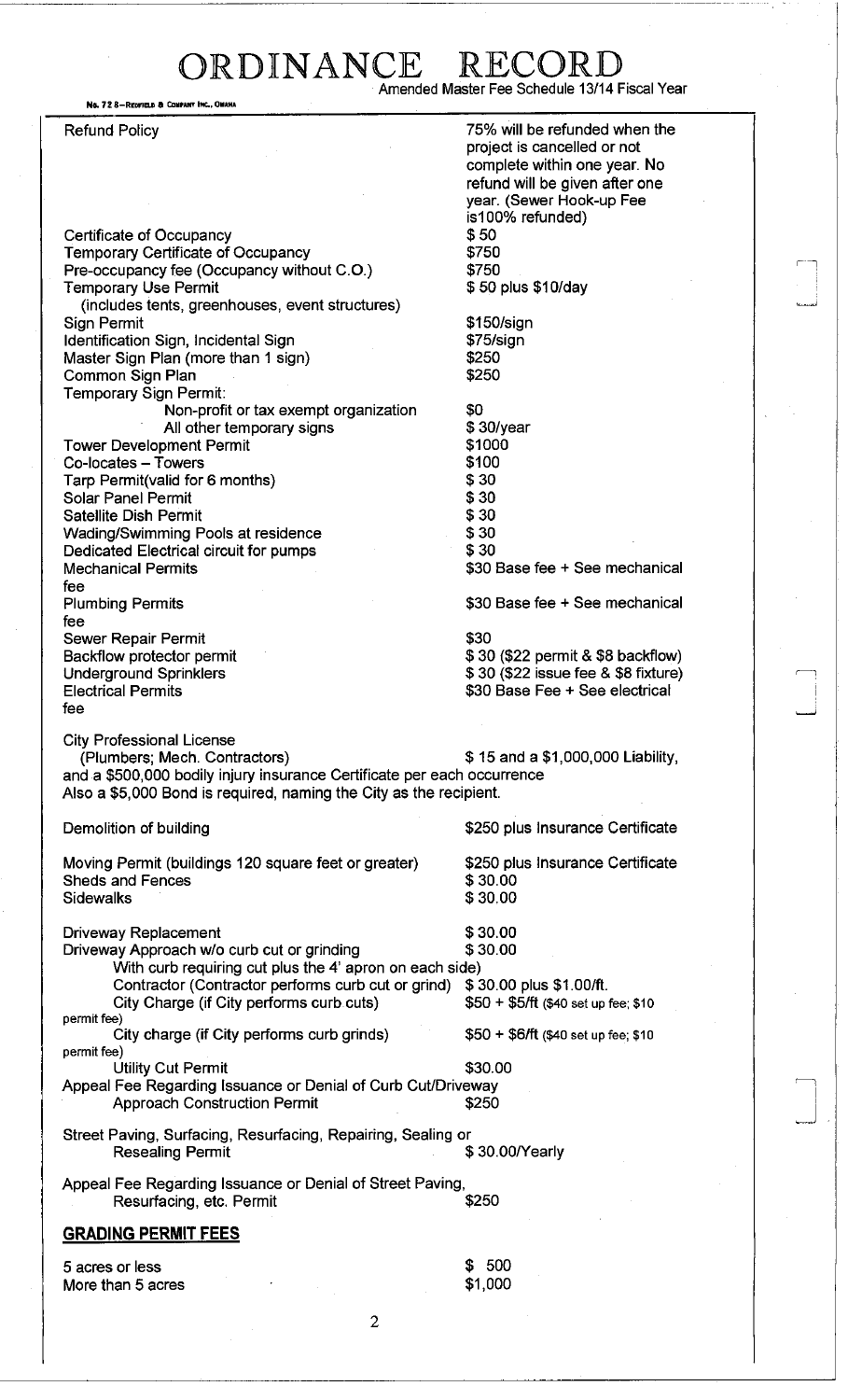# ORDINANCE RECORD

Amended Master Fee Schedule 13/14 Fiscal Year

| | |
|---|---|
| Refund Policy | 75% will be refunded when the project is cancelled or not complete within one year. No refund will be given after one year. (Sewer Hook-up Fee is100% refunded) |
| Certificate of Occupancy | $ 50 |
| Temporary Certificate of Occupancy | $750 |
| Pre-occupancy fee (Occupancy without C.O.) | $750 |
| Temporary Use Permit (includes tents, greenhouses, event structures) | $ 50 plus $10/day |
| Sign Permit | $150/sign |
| Identification Sign, Incidental Sign | $75/sign |
| Master Sign Plan (more than 1 sign) | $250 |
| Common Sign Plan | $250 |
| Temporary Sign Permit: | |
| Non-profit or tax exempt organization | $0 |
| All other temporary signs | $ 30/year |
| Tower Development Permit | $1000 |
| Co-locates – Towers | $100 |
| Tarp Permit(valid for 6 months) | $ 30 |
| Solar Panel Permit | $ 30 |
| Satellite Dish Permit | $ 30 |
| Wading/Swimming Pools at residence | $ 30 |
| Dedicated Electrical circuit for pumps | $ 30 |
| Mechanical Permits fee | $30 Base fee + See mechanical |
| Plumbing Permits fee | $30 Base fee + See mechanical |
| Sewer Repair Permit | $30 |
| Backflow protector permit | $ 30 ($22 permit & $8 backflow) |
| Underground Sprinklers | $ 30 ($22 issue fee & $8 fixture) |
| Electrical Permits fee | $30 Base Fee + See electrical |

City Professional License
(Plumbers; Mech. Contractors) $ 15 and a $1,000,000 Liability, and a $500,000 bodily injury insurance Certificate per each occurrence
Also a $5,000 Bond is required, naming the City as the recipient.

| | |
|---|---|
| Demolition of building | $250 plus Insurance Certificate |
| Moving Permit (buildings 120 square feet or greater) | $250 plus Insurance Certificate |
| Sheds and Fences | $ 30.00 |
| Sidewalks | $ 30.00 |
| Driveway Replacement | $ 30.00 |
| Driveway Approach w/o curb cut or grinding | $ 30.00 |
| With curb requiring cut plus the 4' apron on each side) | |
| Contractor (Contractor performs curb cut or grind) | $ 30.00 plus $1.00/ft. |
| City Charge (if City performs curb cuts) | $50 + $5/ft ($40 set up fee; $10 permit fee) |
| City charge (if City performs curb grinds) | $50 + $6/ft ($40 set up fee; $10 permit fee) |
| Utility Cut Permit | $30.00 |
| Appeal Fee Regarding Issuance or Denial of Curb Cut/Driveway Approach Construction Permit | $250 |
| Street Paving, Surfacing, Resurfacing, Repairing, Sealing or Resealing Permit | $ 30.00/Yearly |
| Appeal Fee Regarding Issuance or Denial of Street Paving, Resurfacing, etc. Permit | $250 |

## GRADING PERMIT FEES

| | |
|---|---|
| 5 acres or less | $ 500 |
| More than 5 acres | $1,000 |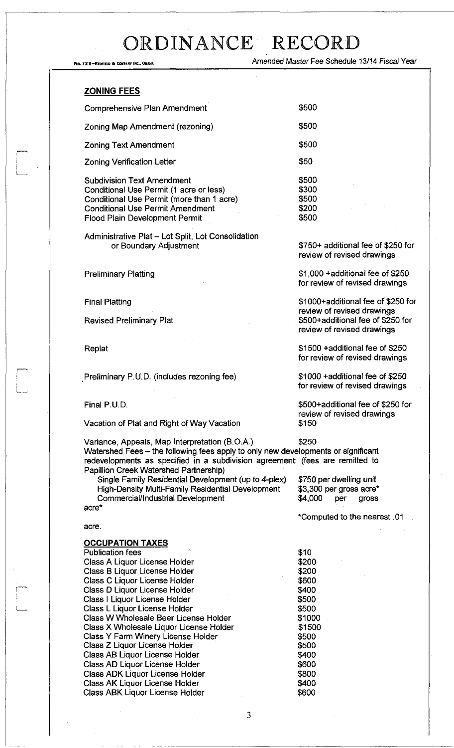# ORDINANCE RECORD

Amended Master Fee Schedule 13/14 Fiscal Year

## ZONING FEES

| | |
|---|---|
| Comprehensive Plan Amendment | $500 |
| Zoning Map Amendment (rezoning) | $500 |
| Zoning Text Amendment | $500 |
| Zoning Verification Letter | $50 |
| Subdivision Text Amendment | $500 |
| Conditional Use Permit (1 acre or less) | $300 |
| Conditional Use Permit (more than 1 acre) | $500 |
| Conditional Use Permit Amendment | $200 |
| Flood Plain Development Permit | $500 |
| Administrative Plat – Lot Split, Lot Consolidation or Boundary Adjustment | $750+ additional fee of $250 for review of revised drawings |
| Preliminary Platting | $1,000 +additional fee of $250 for review of revised drawings |
| Final Platting | $1000+additional fee of $250 for review of revised drawings |
| Revised Preliminary Plat | $500+additional fee of $250 for review of revised drawings |
| Replat | $1500 +additional fee of $250 for review of revised drawings |
| Preliminary P.U.D. (includes rezoning fee) | $1000 +additional fee of $250 for review of revised drawings |
| Final P.U.D. | $500+additional fee of $250 for review of revised drawings |
| Vacation of Plat and Right of Way Vacation | $150 |
| Variance, Appeals, Map Interpretation (B.O.A.) | $250 |

Watershed Fees – the following fees apply to only new developments or significant redevelopments as specified in a subdivision agreement: (fees are remitted to Papillion Creek Watershed Partnership)

| | |
|---|---|
| Single Family Residential Development (up to 4-plex) | $750 per dwelling unit |
| High-Density Multi-Family Residential Development | $3,300 per gross acre* |
| Commercial/Industrial Development | $4,000 per gross acre* |

*Computed to the nearest .01 acre.

## OCCUPATION TAXES

| | |
|---|---|
| Publication fees | $10 |
| Class A Liquor License Holder | $200 |
| Class B Liquor License Holder | $200 |
| Class C Liquor License Holder | $600 |
| Class D Liquor License Holder | $400 |
| Class I Liquor License Holder | $500 |
| Class L Liquor License Holder | $500 |
| Class W Wholesale Beer License Holder | $1000 |
| Class X Wholesale Liquor License Holder | $1500 |
| Class Y Farm Winery License Holder | $500 |
| Class Z Liquor License Holder | $500 |
| Class AB Liquor License Holder | $400 |
| Class AD Liquor License Holder | $600 |
| Class ADK Liquor License Holder | $800 |
| Class AK Liquor License Holder | $400 |
| Class ABK Liquor License Holder | $600 |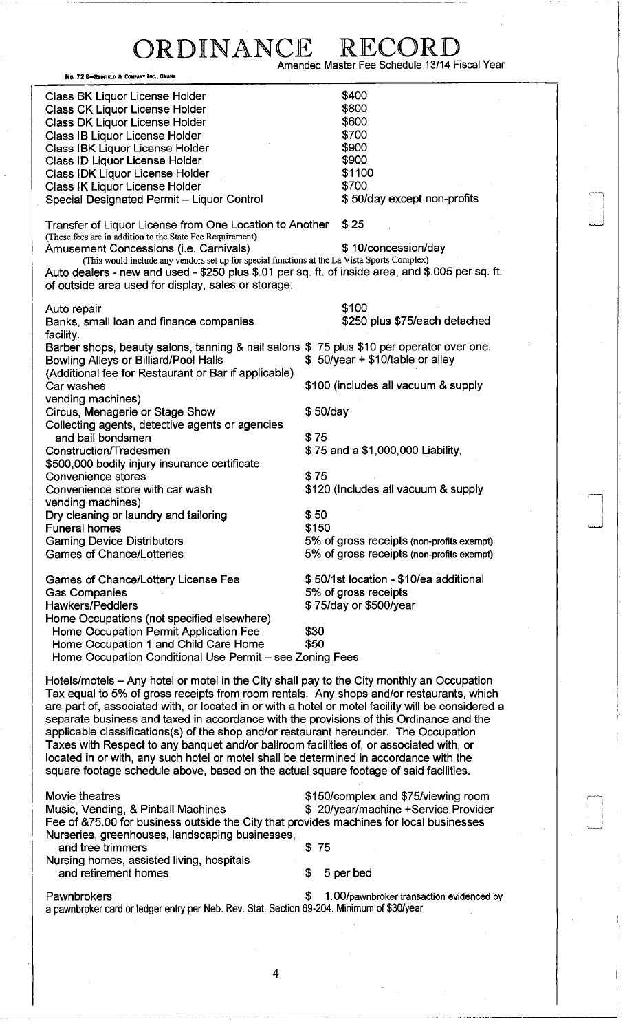# ORDINANCE RECORD

Amended Master Fee Schedule 13/14 Fiscal Year

| | |
|---|---|
| Class BK Liquor License Holder | $400 |
| Class CK Liquor License Holder | $800 |
| Class DK Liquor License Holder | $600 |
| Class IB Liquor License Holder | $700 |
| Class IBK Liquor License Holder | $900 |
| Class ID Liquor License Holder | $900 |
| Class IDK Liquor License Holder | $1100 |
| Class IK Liquor License Holder | $700 |
| Special Designated Permit – Liquor Control | $ 50/day except non-profits |

Transfer of Liquor License from One Location to Another $ 25
(These fees are in addition to the State Fee Requirement)
Amusement Concessions (i.e. Carnivals) $ 10/concession/day
(This would include any vendors set up for special functions at the La Vista Sports Complex)
Auto dealers - new and used - $250 plus $.01 per sq. ft. of inside area, and $.005 per sq. ft. of outside area used for display, sales or storage.

| | |
|---|---|
| Auto repair | $100 |
| Banks, small loan and finance companies | $250 plus $75/each detached facility. |
| Barber shops, beauty salons, tanning & nail salons | $ 75 plus $10 per operator over one. |
| Bowling Alleys or Billiard/Pool Halls (Additional fee for Restaurant or Bar if applicable) | $ 50/year + $10/table or alley |
| Car washes | $100 (includes all vacuum & supply vending machines) |
| Circus, Menagerie or Stage Show | $ 50/day |
| Collecting agents, detective agents or agencies and bail bondsmen | $ 75 |
| Construction/Tradesmen | $ 75 and a $1,000,000 Liability, $500,000 bodily injury insurance certificate |
| Convenience stores | $ 75 |
| Convenience store with car wash | $120 (Includes all vacuum & supply vending machines) |
| Dry cleaning or laundry and tailoring | $ 50 |
| Funeral homes | $150 |
| Gaming Device Distributors | 5% of gross receipts (non-profits exempt) |
| Games of Chance/Lotteries | 5% of gross receipts (non-profits exempt) |
| Games of Chance/Lottery License Fee | $ 50/1st location - $10/ea additional |
| Gas Companies | 5% of gross receipts |
| Hawkers/Peddlers | $ 75/day or $500/year |
| Home Occupations (not specified elsewhere) | |
| Home Occupation Permit Application Fee | $30 |
| Home Occupation 1 and Child Care Home | $50 |
| Home Occupation Conditional Use Permit – see Zoning Fees | |

Hotels/motels – Any hotel or motel in the City shall pay to the City monthly an Occupation Tax equal to 5% of gross receipts from room rentals. Any shops and/or restaurants, which are part of, associated with, or located in or with a hotel or motel facility will be considered a separate business and taxed in accordance with the provisions of this Ordinance and the applicable classifications(s) of the shop and/or restaurant hereunder. The Occupation Taxes with Respect to any banquet and/or ballroom facilities of, or associated with, or located in or with, any such hotel or motel shall be determined in accordance with the square footage schedule above, based on the actual square footage of said facilities.

| | |
|---|---|
| Movie theatres | $150/complex and $75/viewing room |
| Music, Vending, & Pinball Machines | $ 20/year/machine +Service Provider Fee of &75.00 for business outside the City that provides machines for local businesses |
| Nurseries, greenhouses, landscaping businesses, and tree trimmers | $ 75 |
| Nursing homes, assisted living, hospitals and retirement homes | $ 5 per bed |
| Pawnbrokers | $ 1.00/pawnbroker transaction evidenced by a pawnbroker card or ledger entry per Neb. Rev. Stat. Section 69-204. Minimum of $30/year |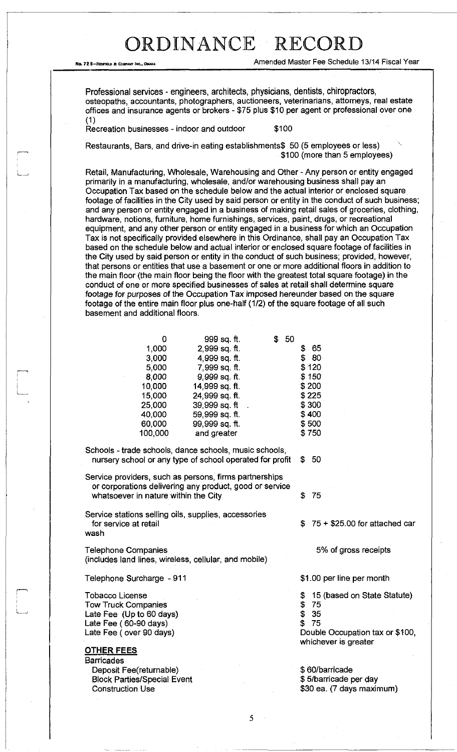Professional services - engineers, architects, physicians, dentists, chiropractors, osteopaths, accountants, photographers, auctioneers, veterinarians, attorneys, real estate offices and insurance agents or brokers - $75 plus $10 per agent or professional over one (1)

Recreation businesses - indoor and outdoor $100

Restaurants, Bars, and drive-in eating establishments $ 50 (5 employees or less)
$100 (more than 5 employees)

Retail, Manufacturing, Wholesale, Warehousing and Other - Any person or entity engaged primarily in a manufacturing, wholesale, and/or warehousing business shall pay an Occupation Tax based on the schedule below and the actual interior or enclosed square footage of facilities in the City used by said person or entity in the conduct of such business; and any person or entity engaged in a business of making retail sales of groceries, clothing, hardware, notions, furniture, home furnishings, services, paint, drugs, or recreational equipment, and any other person or entity engaged in a business for which an Occupation Tax is not specifically provided elsewhere in this Ordinance, shall pay an Occupation Tax based on the schedule below and actual interior or enclosed square footage of facilities in the City used by said person or entity in the conduct of such business; provided, however, that persons or entities that use a basement or one or more additional floors in addition to the main floor (the main floor being the floor with the greatest total square footage) in the conduct of one or more specified businesses of sales at retail shall determine square footage for purposes of the Occupation Tax imposed hereunder based on the square footage of the entire main floor plus one-half (1/2) of the square footage of all such basement and additional floors.

| | | |
|---|---|---|
| 0 | 999 sq. ft. | $ 50 |
| 1,000 | 2,999 sq. ft. | $ 65 |
| 3,000 | 4,999 sq. ft. | $ 80 |
| 5,000 | 7,999 sq. ft. | $ 120 |
| 8,000 | 9,999 sq. ft. | $ 150 |
| 10,000 | 14,999 sq. ft. | $ 200 |
| 15,000 | 24,999 sq. ft. | $ 225 |
| 25,000 | 39,999 sq. ft | $ 300 |
| 40,000 | 59,999 sq. ft. | $ 400 |
| 60,000 | 99,999 sq. ft. | $ 500 |
| 100,000 | and greater | $ 750 |

| | |
|---|---|
| Schools - trade schools, dance schools, music schools, nursery school or any type of school operated for profit | $ 50 |
| Service providers, such as persons, firms partnerships or corporations delivering any product, good or service whatsoever in nature within the City | $ 75 |
| Service stations selling oils, supplies, accessories for service at retail | $ 75 + $25.00 for attached car wash |
| Telephone Companies (includes land lines, wireless, cellular, and mobile) | 5% of gross receipts |
| Telephone Surcharge - 911 | $1.00 per line per month |
| Tobacco License | $ 15 (based on State Statute) |
| Tow Truck Companies | $ 75 |
| Late Fee (Up to 60 days) | $ 35 |
| Late Fee ( 60-90 days) | $ 75 |
| Late Fee ( over 90 days) | Double Occupation tax or $100, whichever is greater |

## OTHER FEES

**Barricades**

| | |
|---|---|
| Deposit Fee(returnable) | $ 60/barricade |
| Block Parties/Special Event | $ 5/barricade per day |
| Construction Use | $30 ea. (7 days maximum) |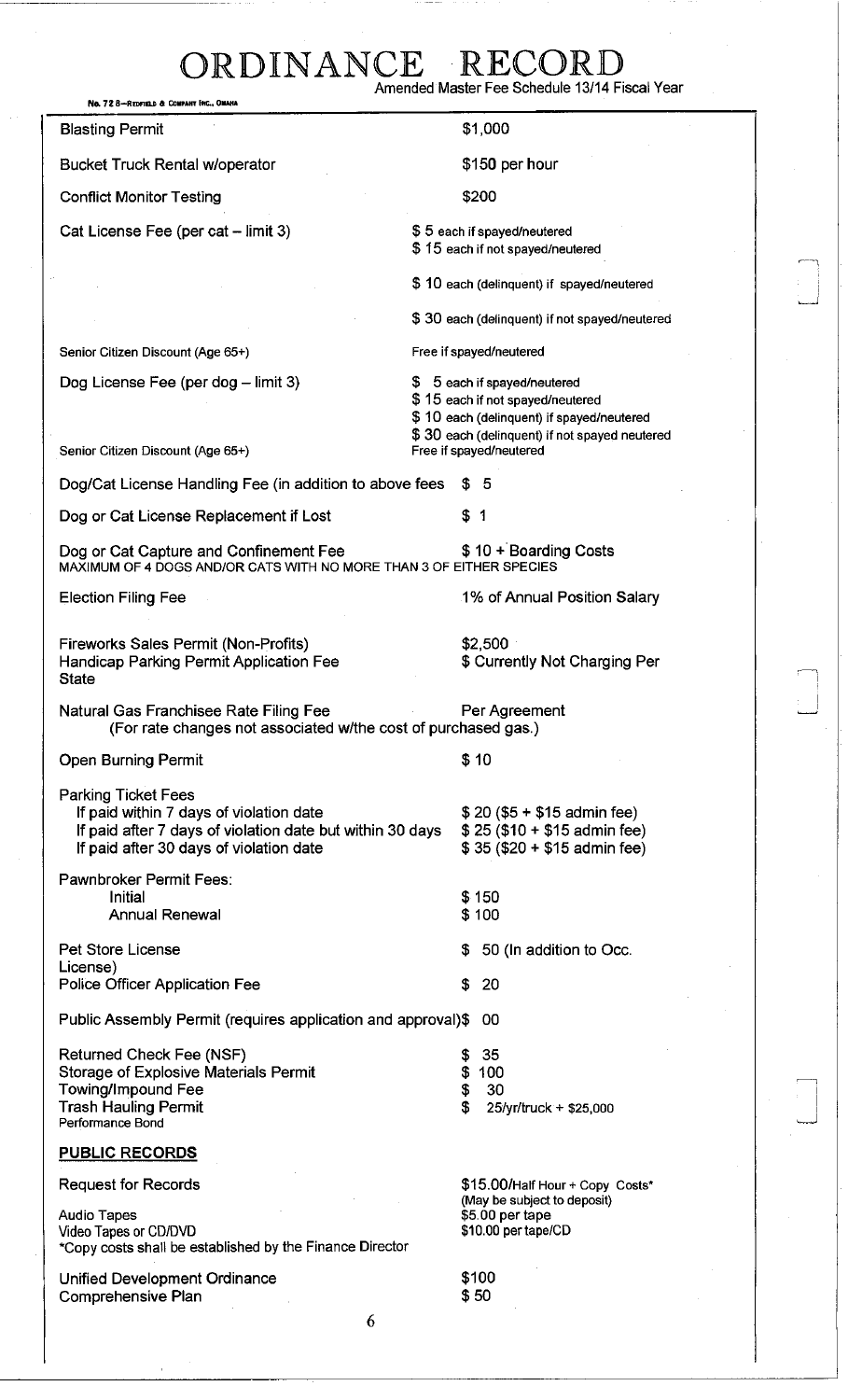# ORDINANCE RECORD

No. 72 8—REDFIELD & COMPANY INC., OMAHA

Amended Master Fee Schedule 13/14 Fiscal Year

| | |
|---|---|
| Blasting Permit | $1,000 |
| Bucket Truck Rental w/operator | $150 per hour |
| Conflict Monitor Testing | $200 |
| Cat License Fee (per cat – limit 3) | $ 5 each if spayed/neutered<br>$ 15 each if not spayed/neutered<br>$ 10 each (delinquent) if spayed/neutered<br>$ 30 each (delinquent) if not spayed/neutered |
| Senior Citizen Discount (Age 65+) | Free if spayed/neutered |
| Dog License Fee (per dog – limit 3) | $ 5 each if spayed/neutered<br>$ 15 each if not spayed/neutered<br>$ 10 each (delinquent) if spayed/neutered<br>$ 30 each (delinquent) if not spayed neutered |
| Senior Citizen Discount (Age 65+) | Free if spayed/neutered |
| Dog/Cat License Handling Fee (in addition to above fees | $ 5 |
| Dog or Cat License Replacement if Lost | $ 1 |
| Dog or Cat Capture and Confinement Fee<br>MAXIMUM OF 4 DOGS AND/OR CATS WITH NO MORE THAN 3 OF EITHER SPECIES | $ 10 + Boarding Costs |
| Election Filing Fee | 1% of Annual Position Salary |
| Fireworks Sales Permit (Non-Profits) | $2,500 |
| Handicap Parking Permit Application Fee State | $ Currently Not Charging Per |
| Natural Gas Franchisee Rate Filing Fee<br>(For rate changes not associated w/the cost of purchased gas.) | Per Agreement |
| Open Burning Permit | $ 10 |
| Parking Ticket Fees | |
| If paid within 7 days of violation date | $ 20 ($5 + $15 admin fee) |
| If paid after 7 days of violation date but within 30 days | $ 25 ($10 + $15 admin fee) |
| If paid after 30 days of violation date | $ 35 ($20 + $15 admin fee) |
| Pawnbroker Permit Fees: | |
| Initial | $ 150 |
| Annual Renewal | $ 100 |
| Pet Store License | $ 50 (In addition to Occ. License) |
| Police Officer Application Fee | $ 20 |
| Public Assembly Permit (requires application and approval) | $ 00 |
| Returned Check Fee (NSF) | $ 35 |
| Storage of Explosive Materials Permit | $ 100 |
| Towing/Impound Fee | $ 30 |
| Trash Hauling Permit<br>Performance Bond | $ 25/yr/truck + $25,000 |

**PUBLIC RECORDS**

| | |
|---|---|
| Request for Records | $15.00/Half Hour + Copy Costs*<br>(May be subject to deposit) |
| Audio Tapes | $5.00 per tape |
| Video Tapes or CD/DVD | $10.00 per tape/CD |

*Copy costs shall be established by the Finance Director

| | |
|---|---|
| Unified Development Ordinance | $100 |
| Comprehensive Plan | $ 50 |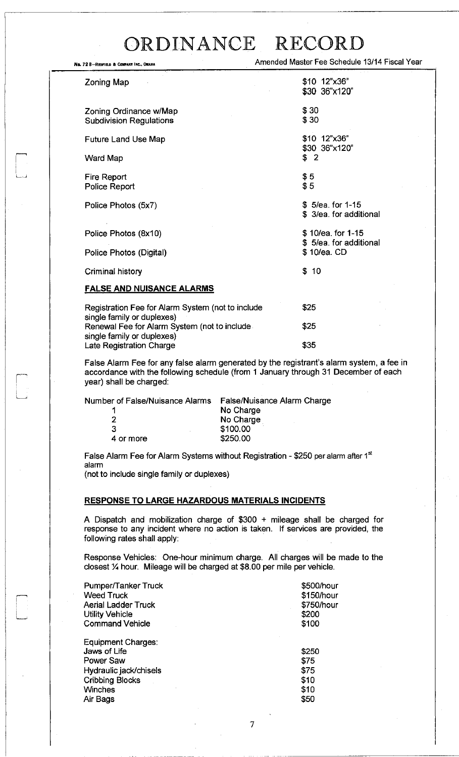| | |
|---|---|
| Zoning Map | \$10 12"x36"<br>\$30 36"x120" |
| Zoning Ordinance w/Map | \$ 30 |
| Subdivision Regulations | \$ 30 |
| Future Land Use Map | \$10 12"x36"<br>\$30 36"x120" |
| Ward Map | \$ 2 |
| Fire Report | \$ 5 |
| Police Report | \$ 5 |
| Police Photos (5x7) | \$ 5/ea. for 1-15<br>\$ 3/ea. for additional |
| Police Photos (8x10) | \$ 10/ea. for 1-15<br>\$ 5/ea. for additional |
| Police Photos (Digital) | \$ 10/ea. CD |
| Criminal history | \$ 10 |

**FALSE AND NUISANCE ALARMS**

| | |
|---|---|
| Registration Fee for Alarm System (not to include single family or duplexes) | \$25 |
| Renewal Fee for Alarm System (not to include single family or duplexes) | \$25 |
| Late Registration Charge | \$35 |

False Alarm Fee for any false alarm generated by the registrant's alarm system, a fee in accordance with the following schedule (from 1 January through 31 December of each year) shall be charged:

| Number of False/Nuisance Alarms | False/Nuisance Alarm Charge |
|---|---|
| 1 | No Charge |
| 2 | No Charge |
| 3 | \$100.00 |
| 4 or more | \$250.00 |

False Alarm Fee for Alarm Systems without Registration - \$250 per alarm after 1st alarm
(not to include single family or duplexes)

**RESPONSE TO LARGE HAZARDOUS MATERIALS INCIDENTS**

A Dispatch and mobilization charge of \$300 + mileage shall be charged for response to any incident where no action is taken. If services are provided, the following rates shall apply:

Response Vehicles: One-hour minimum charge. All charges will be made to the closest ¼ hour. Mileage will be charged at \$8.00 per mile per vehicle.

| | |
|---|---|
| Pumper/Tanker Truck | \$500/hour |
| Weed Truck | \$150/hour |
| Aerial Ladder Truck | \$750/hour |
| Utility Vehicle | \$200 |
| Command Vehicle | \$100 |

| Equipment Charges: | |
|---|---|
| Jaws of Life | \$250 |
| Power Saw | \$75 |
| Hydraulic jack/chisels | \$75 |
| Cribbing Blocks | \$10 |
| Winches | \$10 |
| Air Bags | \$50 |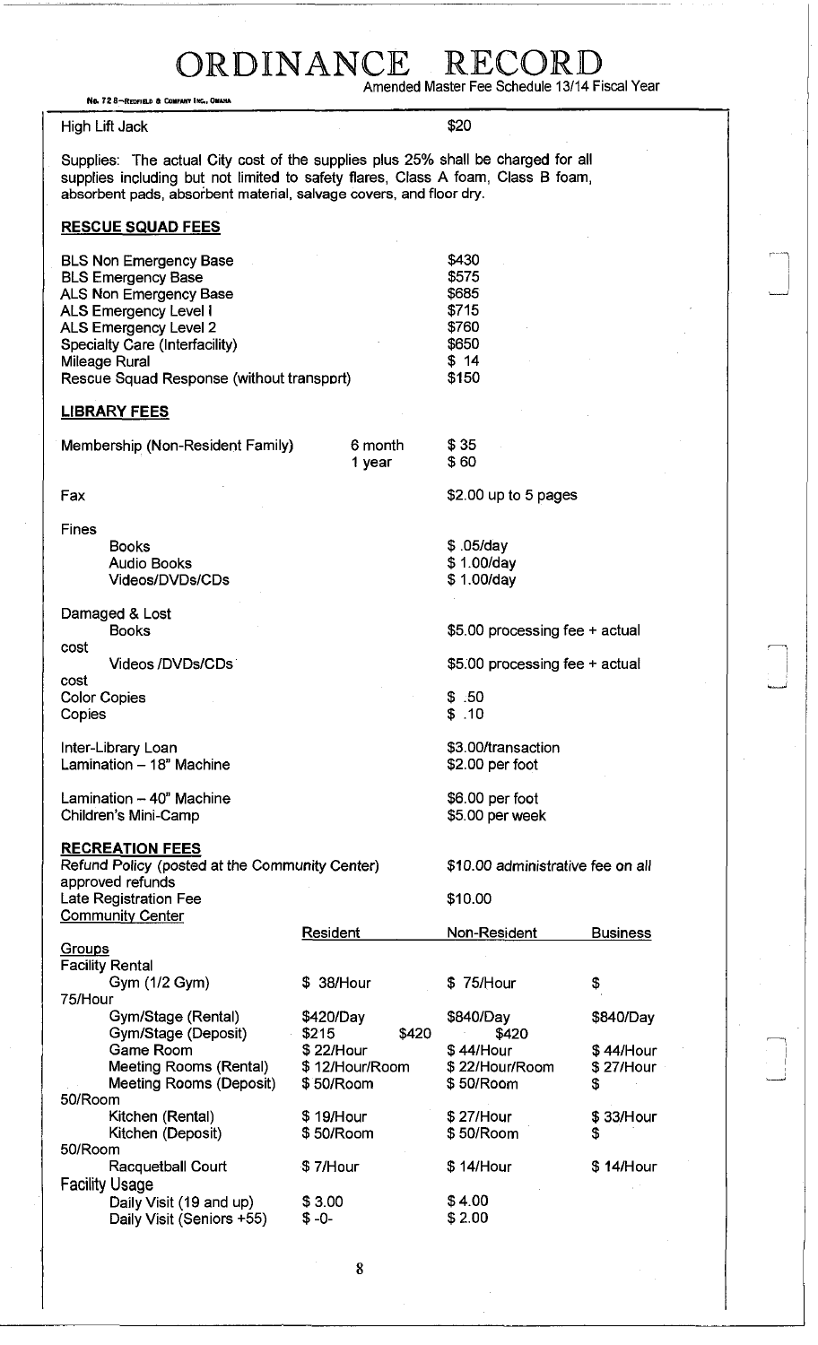| | |
|---|---|
| High Lift Jack | $20 |

Supplies: The actual City cost of the supplies plus 25% shall be charged for all supplies including but not limited to safety flares, Class A foam, Class B foam, absorbent pads, absorbent material, salvage covers, and floor dry.

**RESCUE SQUAD FEES**

| | |
|---|---|
| BLS Non Emergency Base | $430 |
| BLS Emergency Base | $575 |
| ALS Non Emergency Base | $685 |
| ALS Emergency Level I | $715 |
| ALS Emergency Level 2 | $760 |
| Specialty Care (Interfacility) | $650 |
| Mileage Rural | $ 14 |
| Rescue Squad Response (without transport) | $150 |

**LIBRARY FEES**

| | | |
|---|---|---|
| Membership (Non-Resident Family) | 6 month | $ 35 |
| | 1 year | $ 60 |
| Fax | | $2.00 up to 5 pages |
| Fines | | |
| Books | | $ .05/day |
| Audio Books | | $ 1.00/day |
| Videos/DVDs/CDs | | $ 1.00/day |
| Damaged & Lost | | |
| Books | | $5.00 processing fee + actual cost |
| Videos /DVDs/CDs | | $5.00 processing fee + actual cost |
| Color Copies | | $ .50 |
| Copies | | $ .10 |
| Inter-Library Loan | | $3.00/transaction |
| Lamination – 18" Machine | | $2.00 per foot |
| Lamination – 40" Machine | | $6.00 per foot |
| Children's Mini-Camp | | $5.00 per week |

**RECREATION FEES**

| | |
|---|---|
| Refund Policy (posted at the Community Center) | $10.00 administrative fee on all approved refunds |
| Late Registration Fee | $10.00 |

Community Center

| | Resident | Non-Resident | Business |
|---|---|---|---|
| Groups | | | |
| Facility Rental | | | |
| Gym (1/2 Gym) | $ 38/Hour | $ 75/Hour | $ 75/Hour |
| Gym/Stage (Rental) | $420/Day | $840/Day | $840/Day |
| Gym/Stage (Deposit) | $215 | $420 | $420 |
| Game Room | $ 22/Hour | $ 44/Hour | $ 44/Hour |
| Meeting Rooms (Rental) | $ 12/Hour/Room | $ 22/Hour/Room | $ 27/Hour |
| Meeting Rooms (Deposit) | $ 50/Room | $ 50/Room | $ 50/Room |
| Kitchen (Rental) | $ 19/Hour | $ 27/Hour | $ 33/Hour |
| Kitchen (Deposit) | $ 50/Room | $ 50/Room | $ 50/Room |
| Racquetball Court | $ 7/Hour | $ 14/Hour | $ 14/Hour |
| Facility Usage | | | |
| Daily Visit (19 and up) | $ 3.00 | $ 4.00 | |
| Daily Visit (Seniors +55) | $ -0- | $ 2.00 | |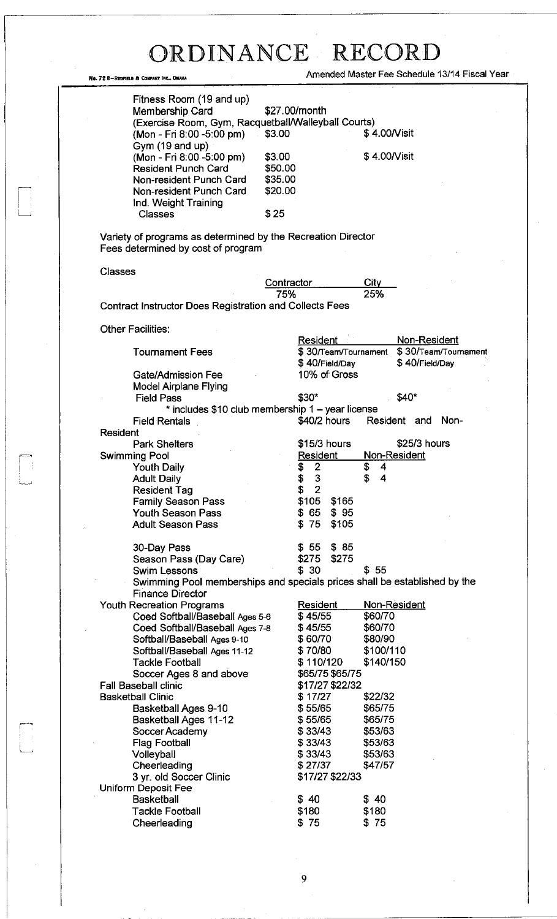# ORDINANCE RECORD

Amended Master Fee Schedule 13/14 Fiscal Year

| | | |
|---|---|---|
| Fitness Room (19 and up) | | |
| Membership Card | $27.00/month | |
| (Exercise Room, Gym, Racquetball/Walleyball Courts) | | |
| (Mon - Fri 8:00 -5:00 pm) | $3.00 | $ 4.00/Visit |
| Gym (19 and up) | | |
| (Mon - Fri 8:00 -5:00 pm) | $3.00 | $ 4.00/Visit |
| Resident Punch Card | $50.00 | |
| Non-resident Punch Card | $35.00 | |
| Non-resident Punch Card | $20.00 | |
| Ind. Weight Training Classes | $ 25 | |

Variety of programs as determined by the Recreation Director
Fees determined by cost of program

Classes

| Contractor | City |
|---|---|
| 75% | 25% |

Contract Instructor Does Registration and Collects Fees

Other Facilities:

| | Resident | Non-Resident |
|---|---|---|
| Tournament Fees | $ 30/Team/Tournament | $ 30/Team/Tournament |
| | $ 40/Field/Day | $ 40/Field/Day |
| Gate/Admission Fee | 10% of Gross | |
| Model Airplane Flying Field Pass | $30* | $40* |
| * includes $10 club membership 1 – year license | | |
| Field Rentals | $40/2 hours | Resident and Non-Resident |
| Park Shelters | $15/3 hours | $25/3 hours |

| Swimming Pool | Resident | Non-Resident |
|---|---|---|
| Youth Daily | $ 2 | $ 4 |
| Adult Daily | $ 3 | $ 4 |
| Resident Tag | $ 2 | |
| Family Season Pass | $105 $165 | |
| Youth Season Pass | $ 65 $ 95 | |
| Adult Season Pass | $ 75 $105 | |
| 30-Day Pass | $ 55 $ 85 | |
| Season Pass (Day Care) | $275 $275 | |
| Swim Lessons | $ 30 | $ 55 |

Swimming Pool memberships and specials prices shall be established by the Finance Director

| Youth Recreation Programs | Resident | Non-Resident |
|---|---|---|
| Coed Softball/Baseball Ages 5-6 | $ 45/55 | $60/70 |
| Coed Softball/Baseball Ages 7-8 | $ 45/55 | $60/70 |
| Softball/Baseball Ages 9-10 | $ 60/70 | $80/90 |
| Softball/Baseball Ages 11-12 | $ 70/80 | $100/110 |
| Tackle Football | $ 110/120 | $140/150 |
| Soccer Ages 8 and above | $65/75 $65/75 | |
| Fall Baseball clinic | $17/27 $22/32 | |
| Basketball Clinic | $ 17/27 | $22/32 |
| Basketball Ages 9-10 | $ 55/65 | $65/75 |
| Basketball Ages 11-12 | $ 55/65 | $65/75 |
| Soccer Academy | $ 33/43 | $53/63 |
| Flag Football | $ 33/43 | $53/63 |
| Volleyball | $ 33/43 | $53/63 |
| Cheerleading | $ 27/37 | $47/57 |
| 3 yr. old Soccer Clinic | $17/27 $22/33 | |

| Uniform Deposit Fee | | |
|---|---|---|
| Basketball | $ 40 | $ 40 |
| Tackle Football | $180 | $180 |
| Cheerleading | $ 75 | $ 75 |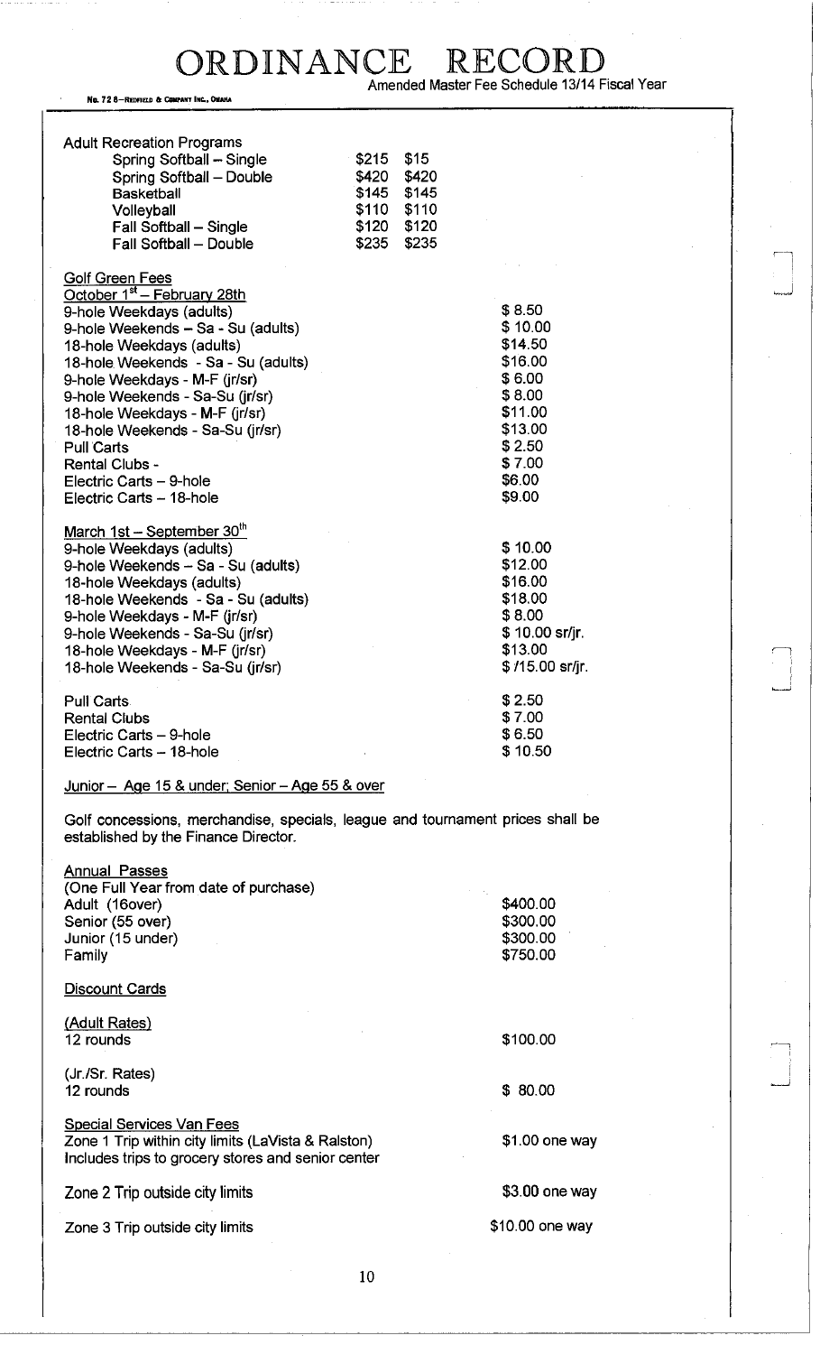# ORDINANCE RECORD

Amended Master Fee Schedule 13/14 Fiscal Year

### Adult Recreation Programs

| | | |
|---|---|---|
| Spring Softball – Single | $215 | $15 |
| Spring Softball – Double | $420 | $420 |
| Basketball | $145 | $145 |
| Volleyball | $110 | $110 |
| Fall Softball – Single | $120 | $120 |
| Fall Softball – Double | $235 | $235 |

### Golf Green Fees

**October 1st – February 28th**

| | |
|---|---|
| 9-hole Weekdays (adults) | $ 8.50 |
| 9-hole Weekends – Sa - Su (adults) | $ 10.00 |
| 18-hole Weekdays (adults) | $14.50 |
| 18-hole Weekends - Sa - Su (adults) | $16.00 |
| 9-hole Weekdays - M-F (jr/sr) | $ 6.00 |
| 9-hole Weekends - Sa-Su (jr/sr) | $ 8.00 |
| 18-hole Weekdays - M-F (jr/sr) | $11.00 |
| 18-hole Weekends - Sa-Su (jr/sr) | $13.00 |
| Pull Carts | $ 2.50 |
| Rental Clubs - | $ 7.00 |
| Electric Carts – 9-hole | $6.00 |
| Electric Carts – 18-hole | $9.00 |

**March 1st – September 30th**

| | |
|---|---|
| 9-hole Weekdays (adults) | $ 10.00 |
| 9-hole Weekends – Sa - Su (adults) | $12.00 |
| 18-hole Weekdays (adults) | $16.00 |
| 18-hole Weekends - Sa - Su (adults) | $18.00 |
| 9-hole Weekdays - M-F (jr/sr) | $ 8.00 |
| 9-hole Weekends - Sa-Su (jr/sr) | $ 10.00 sr/jr. |
| 18-hole Weekdays - M-F (jr/sr) | $13.00 |
| 18-hole Weekends - Sa-Su (jr/sr) | $ /15.00 sr/jr. |
| Pull Carts | $ 2.50 |
| Rental Clubs | $ 7.00 |
| Electric Carts – 9-hole | $ 6.50 |
| Electric Carts – 18-hole | $ 10.50 |

Junior – Age 15 & under; Senior – Age 55 & over

Golf concessions, merchandise, specials, league and tournament prices shall be established by the Finance Director.

### Annual Passes

(One Full Year from date of purchase)

| | |
|---|---|
| Adult (16over) | $400.00 |
| Senior (55 over) | $300.00 |
| Junior (15 under) | $300.00 |
| Family | $750.00 |

### Discount Cards

**(Adult Rates)**

| | |
|---|---|
| 12 rounds | $100.00 |

(Jr./Sr. Rates)

| | |
|---|---|
| 12 rounds | $ 80.00 |

### Special Services Van Fees

| | |
|---|---|
| Zone 1 Trip within city limits (LaVista & Ralston) Includes trips to grocery stores and senior center | $1.00 one way |
| Zone 2 Trip outside city limits | $3.00 one way |
| Zone 3 Trip outside city limits | $10.00 one way |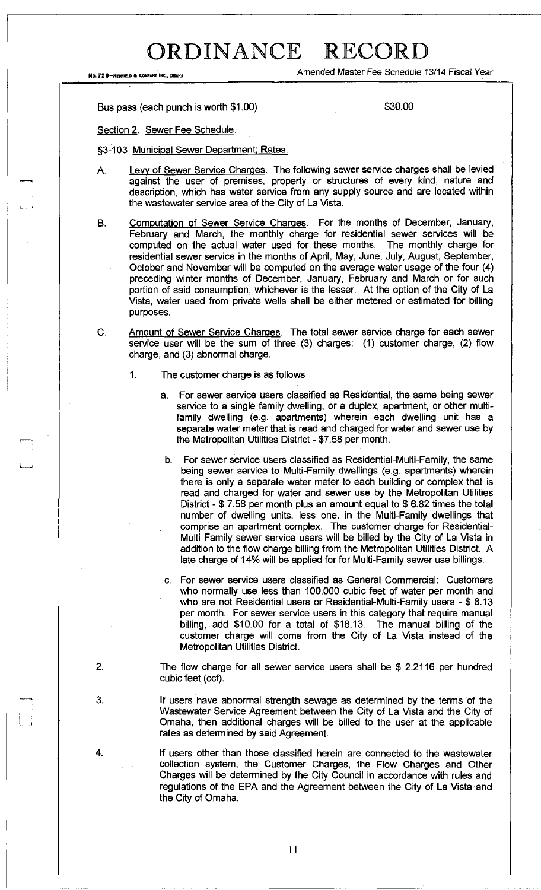Bus pass (each punch is worth $1.00) $30.00

Section 2. Sewer Fee Schedule.

§3-103 Municipal Sewer Department; Rates.

A. Levy of Sewer Service Charges. The following sewer service charges shall be levied against the user of premises, property or structures of every kind, nature and description, which has water service from any supply source and are located within the wastewater service area of the City of La Vista.

B. Computation of Sewer Service Charges. For the months of December, January, February and March, the monthly charge for residential sewer services will be computed on the actual water used for these months. The monthly charge for residential sewer service in the months of April, May, June, July, August, September, October and November will be computed on the average water usage of the four (4) preceding winter months of December, January, February and March or for such portion of said consumption, whichever is the lesser. At the option of the City of La Vista, water used from private wells shall be either metered or estimated for billing purposes.

C. Amount of Sewer Service Charges. The total sewer service charge for each sewer service user will be the sum of three (3) charges: (1) customer charge, (2) flow charge, and (3) abnormal charge.

1. The customer charge is as follows

   a. For sewer service users classified as Residential, the same being sewer service to a single family dwelling, or a duplex, apartment, or other multi-family dwelling (e.g. apartments) wherein each dwelling unit has a separate water meter that is read and charged for water and sewer use by the Metropolitan Utilities District - $7.58 per month.

   b. For sewer service users classified as Residential-Multi-Family, the same being sewer service to Multi-Family dwellings (e.g. apartments) wherein there is only a separate water meter to each building or complex that is read and charged for water and sewer use by the Metropolitan Utilities District - $ 7.58 per month plus an amount equal to $ 6.82 times the total number of dwelling units, less one, in the Multi-Family dwellings that comprise an apartment complex. The customer charge for Residential-Multi Family sewer service users will be billed by the City of La Vista in addition to the flow charge billing from the Metropolitan Utilities District. A late charge of 14% will be applied for for Multi-Family sewer use billings.

   c. For sewer service users classified as General Commercial: Customers who normally use less than 100,000 cubic feet of water per month and who are not Residential users or Residential-Multi-Family users - $ 8.13 per month. For sewer service users in this category that require manual billing, add $10.00 for a total of $18.13. The manual billing of the customer charge will come from the City of La Vista instead of the Metropolitan Utilities District.

2. The flow charge for all sewer service users shall be $ 2.2116 per hundred cubic feet (ccf).

3. If users have abnormal strength sewage as determined by the terms of the Wastewater Service Agreement between the City of La Vista and the City of Omaha, then additional charges will be billed to the user at the applicable rates as determined by said Agreement.

4. If users other than those classified herein are connected to the wastewater collection system, the Customer Charges, the Flow Charges and Other Charges will be determined by the City Council in accordance with rules and regulations of the EPA and the Agreement between the City of La Vista and the City of Omaha.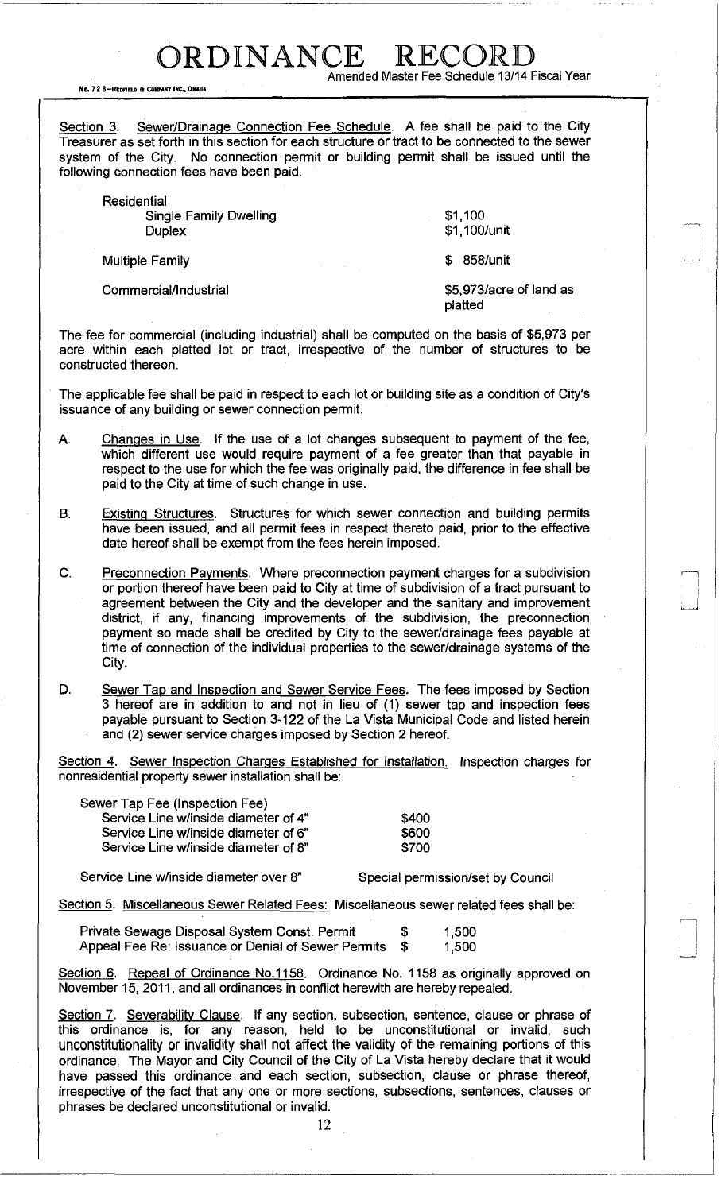Section 3. Sewer/Drainage Connection Fee Schedule. A fee shall be paid to the City Treasurer as set forth in this section for each structure or tract to be connected to the sewer system of the City. No connection permit or building permit shall be issued until the following connection fees have been paid.

| | |
|---|---|
| Residential | |
| Single Family Dwelling | $1,100 |
| Duplex | $1,100/unit |
| Multiple Family | $ 858/unit |
| Commercial/Industrial | $5,973/acre of land as platted |

The fee for commercial (including industrial) shall be computed on the basis of $5,973 per acre within each platted lot or tract, irrespective of the number of structures to be constructed thereon.

The applicable fee shall be paid in respect to each lot or building site as a condition of City's issuance of any building or sewer connection permit.

A. Changes in Use. If the use of a lot changes subsequent to payment of the fee, which different use would require payment of a fee greater than that payable in respect to the use for which the fee was originally paid, the difference in fee shall be paid to the City at time of such change in use.

B. Existing Structures. Structures for which sewer connection and building permits have been issued, and all permit fees in respect thereto paid, prior to the effective date hereof shall be exempt from the fees herein imposed.

C. Preconnection Payments. Where preconnection payment charges for a subdivision or portion thereof have been paid to City at time of subdivision of a tract pursuant to agreement between the City and the developer and the sanitary and improvement district, if any, financing improvements of the subdivision, the preconnection payment so made shall be credited by City to the sewer/drainage fees payable at time of connection of the individual properties to the sewer/drainage systems of the City.

D. Sewer Tap and Inspection and Sewer Service Fees. The fees imposed by Section 3 hereof are in addition to and not in lieu of (1) sewer tap and inspection fees payable pursuant to Section 3-122 of the La Vista Municipal Code and listed herein and (2) sewer service charges imposed by Section 2 hereof.

Section 4. Sewer Inspection Charges Established for Installation. Inspection charges for nonresidential property sewer installation shall be:

| | |
|---|---|
| Sewer Tap Fee (Inspection Fee) | |
| Service Line w/inside diameter of 4" | $400 |
| Service Line w/inside diameter of 6" | $600 |
| Service Line w/inside diameter of 8" | $700 |
| Service Line w/inside diameter over 8" | Special permission/set by Council |

Section 5. Miscellaneous Sewer Related Fees: Miscellaneous sewer related fees shall be:

| | |
|---|---|
| Private Sewage Disposal System Const. Permit | $ 1,500 |
| Appeal Fee Re: Issuance or Denial of Sewer Permits | $ 1,500 |

Section 6. Repeal of Ordinance No.1158. Ordinance No. 1158 as originally approved on November 15, 2011, and all ordinances in conflict herewith are hereby repealed.

Section 7. Severability Clause. If any section, subsection, sentence, clause or phrase of this ordinance is, for any reason, held to be unconstitutional or invalid, such unconstitutionality or invalidity shall not affect the validity of the remaining portions of this ordinance. The Mayor and City Council of the City of La Vista hereby declare that it would have passed this ordinance and each section, subsection, clause or phrase thereof, irrespective of the fact that any one or more sections, subsections, sentences, clauses or phrases be declared unconstitutional or invalid.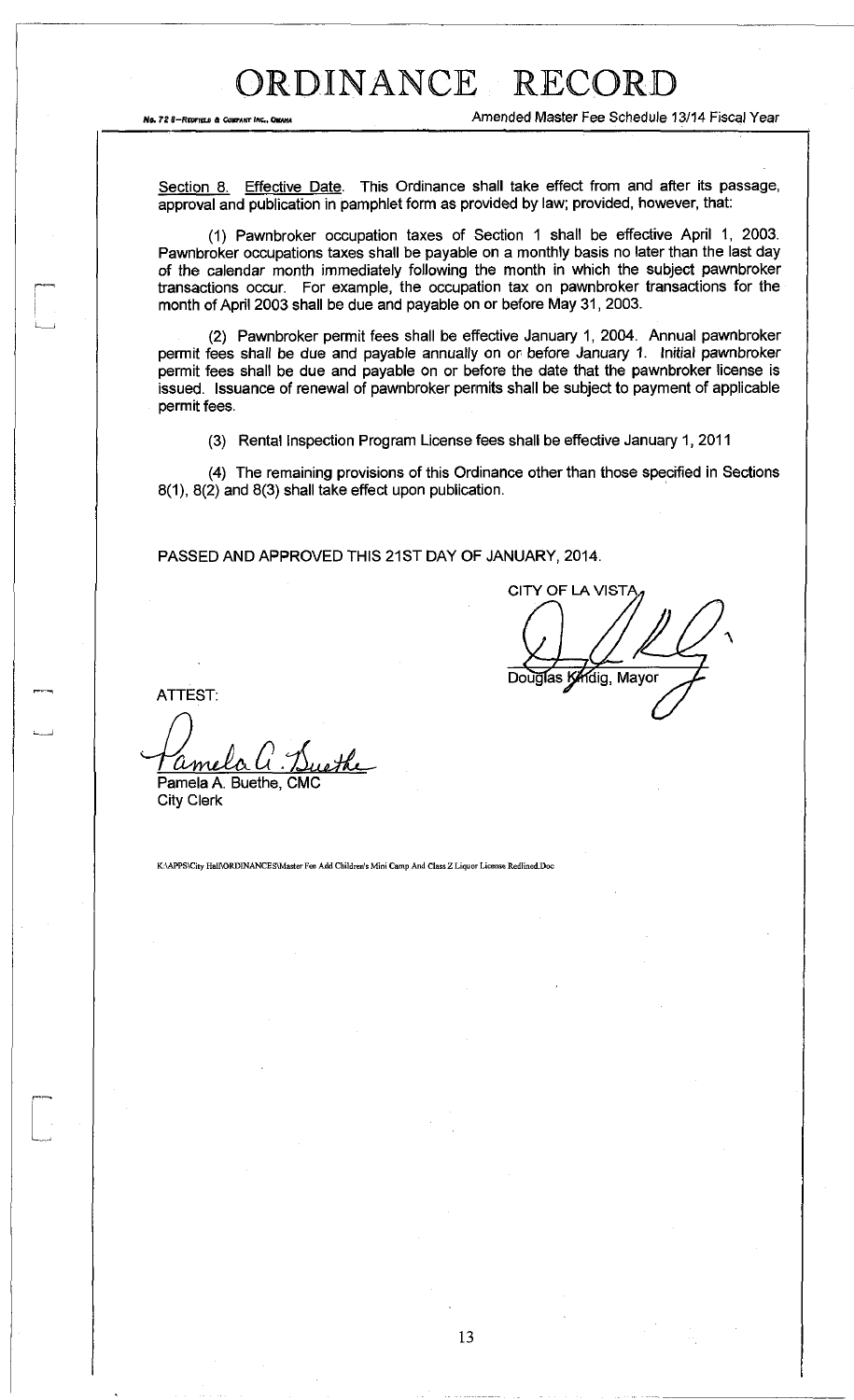Section 8. Effective Date. This Ordinance shall take effect from and after its passage, approval and publication in pamphlet form as provided by law; provided, however, that:

(1) Pawnbroker occupation taxes of Section 1 shall be effective April 1, 2003. Pawnbroker occupations taxes shall be payable on a monthly basis no later than the last day of the calendar month immediately following the month in which the subject pawnbroker transactions occur. For example, the occupation tax on pawnbroker transactions for the month of April 2003 shall be due and payable on or before May 31, 2003.

(2) Pawnbroker permit fees shall be effective January 1, 2004. Annual pawnbroker permit fees shall be due and payable annually on or before January 1. Initial pawnbroker permit fees shall be due and payable on or before the date that the pawnbroker license is issued. Issuance of renewal of pawnbroker permits shall be subject to payment of applicable permit fees.

(3) Rental Inspection Program License fees shall be effective January 1, 2011

(4) The remaining provisions of this Ordinance other than those specified in Sections 8(1), 8(2) and 8(3) shall take effect upon publication.

PASSED AND APPROVED THIS 21ST DAY OF JANUARY, 2014.

CITY OF LA VISTA

Douglas Kindig, Mayor

ATTEST:

Pamela A. Buethe, CMC
City Clerk

K:\APPS\City Hall\ORDINANCES\Master Fee Add Children's Mini Camp And Class Z Liquor License Redlined.Doc